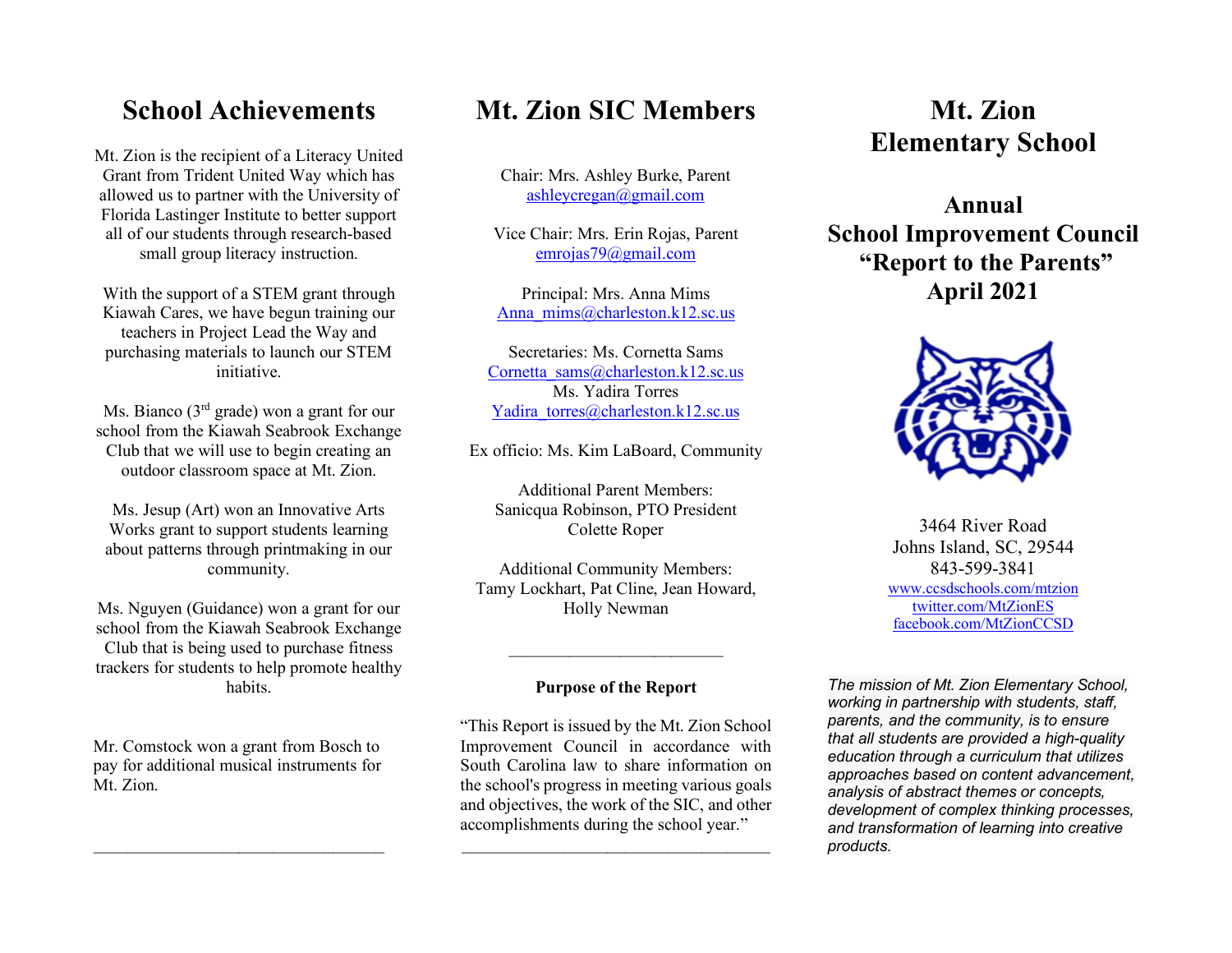## School Achievements

Mt. Zion is the recipient of a Literacy United Grant from Trident United Way which has allowed us to partner with the University of Florida Lastinger Institute to better support all of our students through research-based small group literacy instruction.

With the support of a STEM grant through Kiawah Cares, we have begun training our teachers in Project Lead the Way and purchasing materials to launch our STEM initiative.

Ms. Bianco (3rd grade) won a grant for our school from the Kiawah Seabrook Exchange Club that we will use to begin creating an outdoor classroom space at Mt. Zion.

Ms. Jesup (Art) won an Innovative Arts Works grant to support students learning about patterns through printmaking in our community.

Ms. Nguyen (Guidance) won a grant for our school from the Kiawah Seabrook Exchange Club that is being used to purchase fitness trackers for students to help promote healthy habits.

Mr. Comstock won a grant from Bosch to pay for additional musical instruments for Mt. Zion.

---

## Mt. Zion SIC Members

Chair: Mrs. Ashley Burke, Parent
ashleycregan@gmail.com

Vice Chair: Mrs. Erin Rojas, Parent
emrojas79@gmail.com

Principal: Mrs. Anna Mims
Anna_mims@charleston.k12.sc.us

Secretaries: Ms. Cornetta Sams
Cornetta_sams@charleston.k12.sc.us
Ms. Yadira Torres
Yadira_torres@charleston.k12.sc.us

Ex officio: Ms. Kim LaBoard, Community

Additional Parent Members:
Sanicqua Robinson, PTO President
Colette Roper

Additional Community Members:
Tamy Lockhart, Pat Cline, Jean Howard, Holly Newman

---

**Purpose of the Report**

"This Report is issued by the Mt. Zion School Improvement Council in accordance with South Carolina law to share information on the school's progress in meeting various goals and objectives, the work of the SIC, and other accomplishments during the school year."

---

# Mt. Zion Elementary School

## Annual School Improvement Council "Report to the Parents" April 2021

3464 River Road
Johns Island, SC, 29544
843-599-3841
www.ccsdschools.com/mtzion
twitter.com/MtZionES
facebook.com/MtZionCCSD

*The mission of Mt. Zion Elementary School, working in partnership with students, staff, parents, and the community, is to ensure that all students are provided a high-quality education through a curriculum that utilizes approaches based on content advancement, analysis of abstract themes or concepts, development of complex thinking processes, and transformation of learning into creative products.*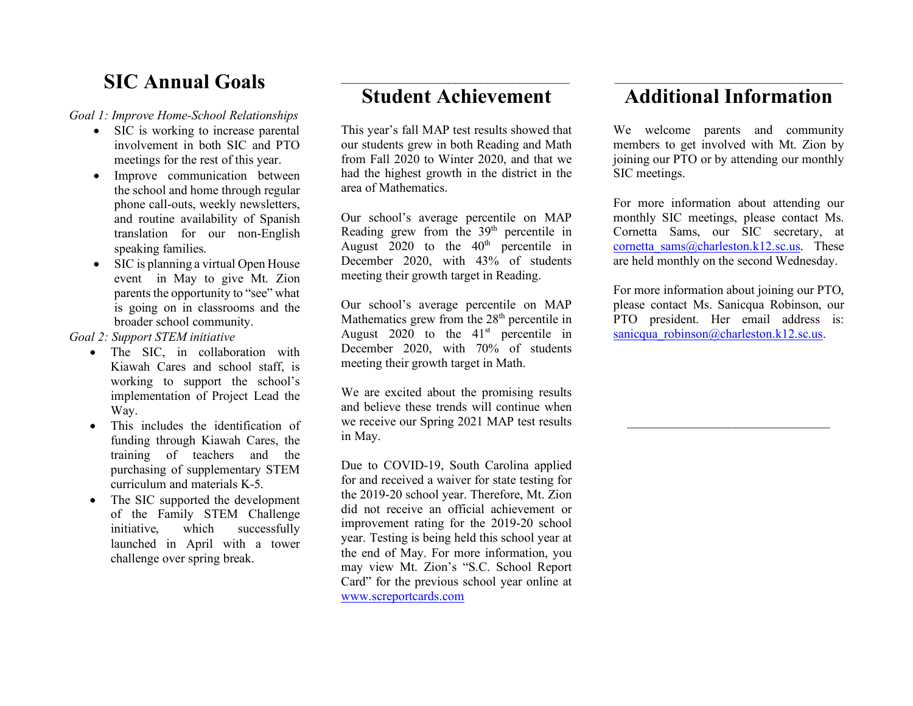# SIC Annual Goals

*Goal 1: Improve Home-School Relationships*

- SIC is working to increase parental involvement in both SIC and PTO meetings for the rest of this year.
- Improve communication between the school and home through regular phone call-outs, weekly newsletters, and routine availability of Spanish translation for our non-English speaking families.
- SIC is planning a virtual Open House event in May to give Mt. Zion parents the opportunity to "see" what is going on in classrooms and the broader school community.

*Goal 2: Support STEM initiative*

- The SIC, in collaboration with Kiawah Cares and school staff, is working to support the school's implementation of Project Lead the Way.
- This includes the identification of funding through Kiawah Cares, the training of teachers and the purchasing of supplementary STEM curriculum and materials K-5.
- The SIC supported the development of the Family STEM Challenge initiative, which successfully launched in April with a tower challenge over spring break.

# Student Achievement

This year's fall MAP test results showed that our students grew in both Reading and Math from Fall 2020 to Winter 2020, and that we had the highest growth in the district in the area of Mathematics.

Our school's average percentile on MAP Reading grew from the 39th percentile in August 2020 to the 40th percentile in December 2020, with 43% of students meeting their growth target in Reading.

Our school's average percentile on MAP Mathematics grew from the 28th percentile in August 2020 to the 41st percentile in December 2020, with 70% of students meeting their growth target in Math.

We are excited about the promising results and believe these trends will continue when we receive our Spring 2021 MAP test results in May.

Due to COVID-19, South Carolina applied for and received a waiver for state testing for the 2019-20 school year. Therefore, Mt. Zion did not receive an official achievement or improvement rating for the 2019-20 school year. Testing is being held this school year at the end of May. For more information, you may view Mt. Zion's "S.C. School Report Card" for the previous school year online at www.screportcards.com

# Additional Information

We welcome parents and community members to get involved with Mt. Zion by joining our PTO or by attending our monthly SIC meetings.

For more information about attending our monthly SIC meetings, please contact Ms. Cornetta Sams, our SIC secretary, at cornetta_sams@charleston.k12.sc.us. These are held monthly on the second Wednesday.

For more information about joining our PTO, please contact Ms. Sanicqua Robinson, our PTO president. Her email address is: sanicqua_robinson@charleston.k12.sc.us.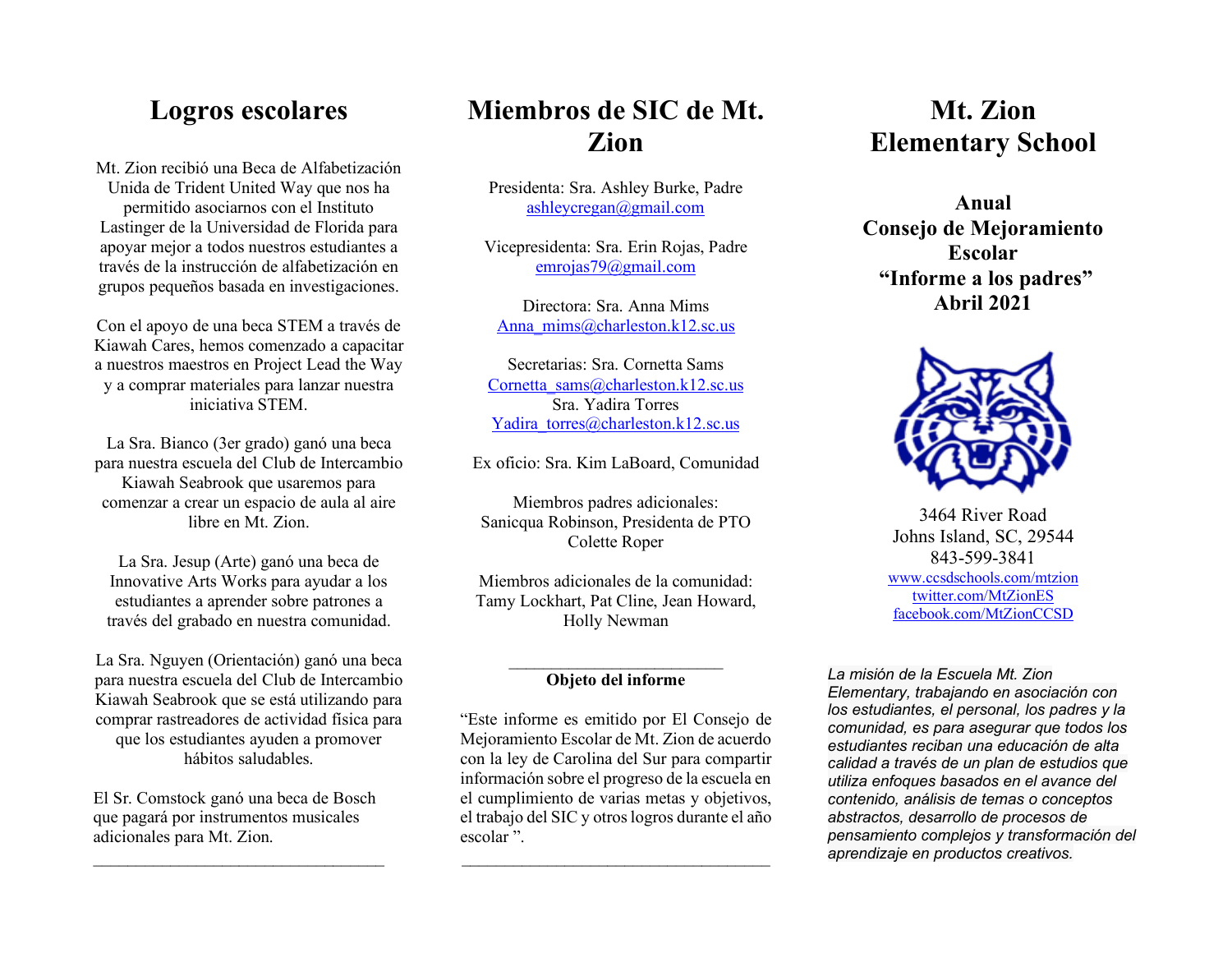# Logros escolares

Mt. Zion recibió una Beca de Alfabetización Unida de Trident United Way que nos ha permitido asociarnos con el Instituto Lastinger de la Universidad de Florida para apoyar mejor a todos nuestros estudiantes a través de la instrucción de alfabetización en grupos pequeños basada en investigaciones.

Con el apoyo de una beca STEM a través de Kiawah Cares, hemos comenzado a capacitar a nuestros maestros en Project Lead the Way y a comprar materiales para lanzar nuestra iniciativa STEM.

La Sra. Bianco (3er grado) ganó una beca para nuestra escuela del Club de Intercambio Kiawah Seabrook que usaremos para comenzar a crear un espacio de aula al aire libre en Mt. Zion.

La Sra. Jesup (Arte) ganó una beca de Innovative Arts Works para ayudar a los estudiantes a aprender sobre patrones a través del grabado en nuestra comunidad.

La Sra. Nguyen (Orientación) ganó una beca para nuestra escuela del Club de Intercambio Kiawah Seabrook que se está utilizando para comprar rastreadores de actividad física para que los estudiantes ayuden a promover hábitos saludables.

El Sr. Comstock ganó una beca de Bosch que pagará por instrumentos musicales adicionales para Mt. Zion.

---

# Miembros de SIC de Mt. Zion

Presidenta: Sra. Ashley Burke, Padre
ashleycregan@gmail.com

Vicepresidenta: Sra. Erin Rojas, Padre
emrojas79@gmail.com

Directora: Sra. Anna Mims
Anna_mims@charleston.k12.sc.us

Secretarias: Sra. Cornetta Sams
Cornetta_sams@charleston.k12.sc.us
Sra. Yadira Torres
Yadira_torres@charleston.k12.sc.us

Ex oficio: Sra. Kim LaBoard, Comunidad

Miembros padres adicionales:
Sanicqua Robinson, Presidenta de PTO
Colette Roper

Miembros adicionales de la comunidad:
Tamy Lockhart, Pat Cline, Jean Howard, Holly Newman

---

**Objeto del informe**

"Este informe es emitido por El Consejo de Mejoramiento Escolar de Mt. Zion de acuerdo con la ley de Carolina del Sur para compartir información sobre el progreso de la escuela en el cumplimiento de varias metas y objetivos, el trabajo del SIC y otros logros durante el año escolar ".

---

# Mt. Zion Elementary School

**Anual**
**Consejo de Mejoramiento Escolar**
**"Informe a los padres"**
**Abril 2021**

3464 River Road
Johns Island, SC, 29544
843-599-3841
www.ccsdschools.com/mtzion
twitter.com/MtZionES
facebook.com/MtZionCCSD

*La misión de la Escuela Mt. Zion Elementary, trabajando en asociación con los estudiantes, el personal, los padres y la comunidad, es para asegurar que todos los estudiantes reciban una educación de alta calidad a través de un plan de estudios que utiliza enfoques basados en el avance del contenido, análisis de temas o conceptos abstractos, desarrollo de procesos de pensamiento complejos y transformación del aprendizaje en productos creativos.*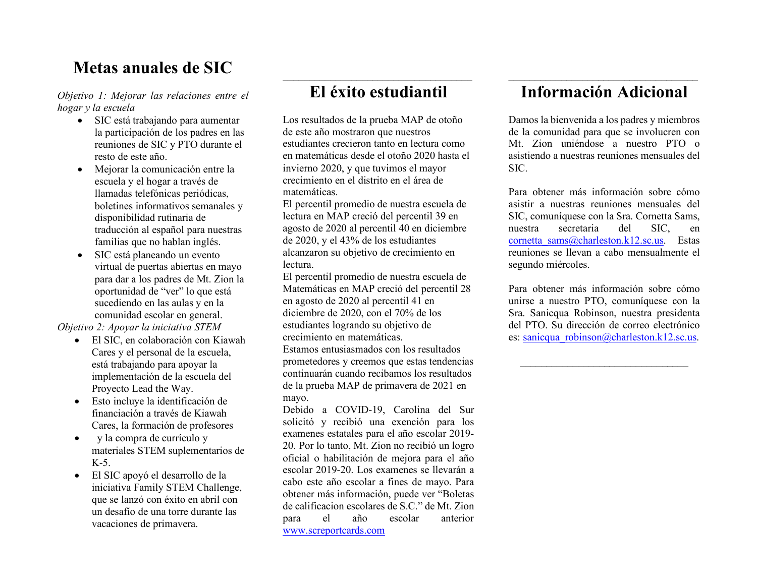# Metas anuales de SIC

*Objetivo 1: Mejorar las relaciones entre el hogar y la escuela*

- SIC está trabajando para aumentar la participación de los padres en las reuniones de SIC y PTO durante el resto de este año.
- Mejorar la comunicación entre la escuela y el hogar a través de llamadas telefónicas periódicas, boletines informativos semanales y disponibilidad rutinaria de traducción al español para nuestras familias que no hablan inglés.
- SIC está planeando un evento virtual de puertas abiertas en mayo para dar a los padres de Mt. Zion la oportunidad de "ver" lo que está sucediendo en las aulas y en la comunidad escolar en general.

*Objetivo 2: Apoyar la iniciativa STEM*

- El SIC, en colaboración con Kiawah Cares y el personal de la escuela, está trabajando para apoyar la implementación de la escuela del Proyecto Lead the Way.
- Esto incluye la identificación de financiación a través de Kiawah Cares, la formación de profesores
- y la compra de currículo y materiales STEM suplementarios de K-5.
- El SIC apoyó el desarrollo de la iniciativa Family STEM Challenge, que se lanzó con éxito en abril con un desafío de una torre durante las vacaciones de primavera.

---

# El éxito estudiantil

Los resultados de la prueba MAP de otoño de este año mostraron que nuestros estudiantes crecieron tanto en lectura como en matemáticas desde el otoño 2020 hasta el invierno 2020, y que tuvimos el mayor crecimiento en el distrito en el área de matemáticas.

El percentil promedio de nuestra escuela de lectura en MAP creció del percentil 39 en agosto de 2020 al percentil 40 en diciembre de 2020, y el 43% de los estudiantes alcanzaron su objetivo de crecimiento en lectura.

El percentil promedio de nuestra escuela de Matemáticas en MAP creció del percentil 28 en agosto de 2020 al percentil 41 en diciembre de 2020, con el 70% de los estudiantes logrando su objetivo de crecimiento en matemáticas.

Estamos entusiasmados con los resultados prometedores y creemos que estas tendencias continuarán cuando recibamos los resultados de la prueba MAP de primavera de 2021 en mayo.

Debido a COVID-19, Carolina del Sur solicitó y recibió una exención para los examenes estatales para el año escolar 2019-20. Por lo tanto, Mt. Zion no recibió un logro oficial o habilitación de mejora para el año escolar 2019-20. Los examenes se llevarán a cabo este año escolar a fines de mayo. Para obtener más información, puede ver "Boletas de calificacion escolares de S.C." de Mt. Zion para el año escolar anterior www.screportcards.com

---

# Información Adicional

Damos la bienvenida a los padres y miembros de la comunidad para que se involucren con Mt. Zion uniéndose a nuestro PTO o asistiendo a nuestras reuniones mensuales del SIC.

Para obtener más información sobre cómo asistir a nuestras reuniones mensuales del SIC, comuníquese con la Sra. Cornetta Sams, nuestra secretaria del SIC, en cornetta_sams@charleston.k12.sc.us. Estas reuniones se llevan a cabo mensualmente el segundo miércoles.

Para obtener más información sobre cómo unirse a nuestro PTO, comuníquese con la Sra. Sanicqua Robinson, nuestra presidenta del PTO. Su dirección de correo electrónico es: sanicqua_robinson@charleston.k12.sc.us.

---